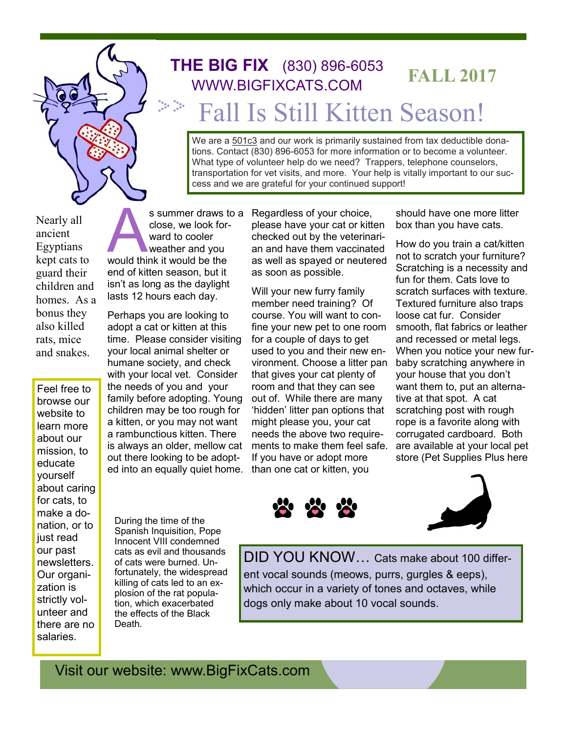**THE BIG FIX** (830) 896-6053
WWW.BIGFIXCATS.COM

**FALL 2017**

# Fall Is Still Kitten Season!

We are a 501c3 and our work is primarily sustained from tax deductible donations. Contact (830) 896-6053 for more information or to become a volunteer. What type of volunteer help do we need? Trappers, telephone counselors, transportation for vet visits, and more. Your help is vitally important to our success and we are grateful for your continued support!

Nearly all ancient Egyptians kept cats to guard their children and homes. As a bonus they also killed rats, mice and snakes.

Feel free to browse our website to learn more about our mission, to educate yourself about caring for cats, to make a donation, or to just read our past newsletters. Our organization is strictly volunteer and there are no salaries.

As summer draws to a close, we look forward to cooler weather and you would think it would be the end of kitten season, but it isn't as long as the daylight lasts 12 hours each day.

Perhaps you are looking to adopt a cat or kitten at this time. Please consider visiting your local animal shelter or humane society, and check with your local vet. Consider the needs of you and your family before adopting. Young children may be too rough for a kitten, or you may not want a rambunctious kitten. There is always an older, mellow cat out there looking to be adopted into an equally quiet home.

Regardless of your choice, please have your cat or kitten checked out by the veterinarian and have them vaccinated as well as spayed or neutered as soon as possible.

Will your new furry family member need training? Of course. You will want to confine your new pet to one room for a couple of days to get used to you and their new environment. Choose a litter pan that gives your cat plenty of room and that they can see out of. While there are many 'hidden' litter pan options that might please you, your cat needs the above two requirements to make them feel safe. If you have or adopt more than one cat or kitten, you should have one more litter box than you have cats.

How do you train a cat/kitten not to scratch your furniture? Scratching is a necessity and fun for them. Cats love to scratch surfaces with texture. Textured furniture also traps loose cat fur. Consider smooth, flat fabrics or leather and recessed or metal legs. When you notice your new furbaby scratching anywhere in your house that you don't want them to, put an alternative at that spot. A cat scratching post with rough rope is a favorite along with corrugated cardboard. Both are available at your local pet store (Pet Supplies Plus here

During the time of the Spanish Inquisition, Pope Innocent VIII condemned cats as evil and thousands of cats were burned. Unfortunately, the widespread killing of cats led to an explosion of the rat population, which exacerbated the effects of the Black Death.

DID YOU KNOW… Cats make about 100 different vocal sounds (meows, purrs, gurgles & eeps), which occur in a variety of tones and octaves, while dogs only make about 10 vocal sounds.

Visit our website: www.BigFixCats.com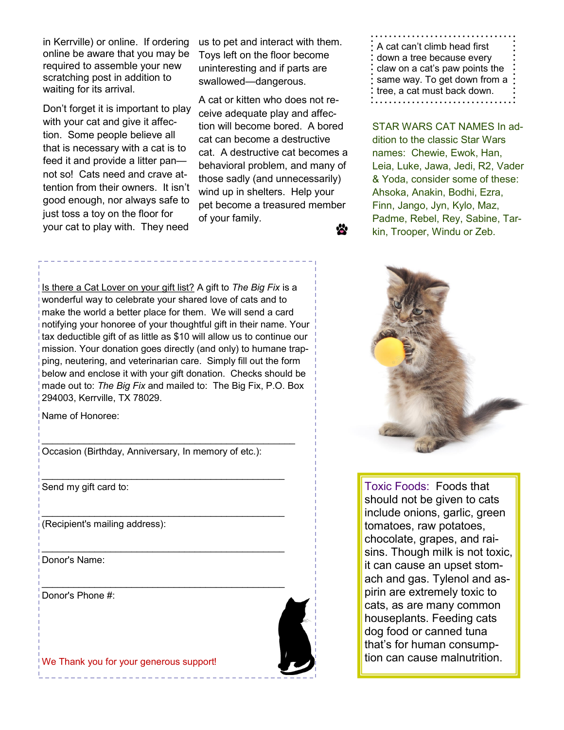in Kerrville) or online. If ordering online be aware that you may be required to assemble your new scratching post in addition to waiting for its arrival.

Don't forget it is important to play with your cat and give it affection. Some people believe all that is necessary with a cat is to feed it and provide a litter pan—not so! Cats need and crave attention from their owners. It isn't good enough, nor always safe to just toss a toy on the floor for your cat to play with. They need us to pet and interact with them. Toys left on the floor become uninteresting and if parts are swallowed—dangerous.

A cat or kitten who does not receive adequate play and affection will become bored. A bored cat can become a destructive cat. A destructive cat becomes a behavioral problem, and many of those sadly (and unnecessarily) wind up in shelters. Help your pet become a treasured member of your family.

A cat can't climb head first down a tree because every claw on a cat's paw points the same way. To get down from a tree, a cat must back down.

STAR WARS CAT NAMES In addition to the classic Star Wars names: Chewie, Ewok, Han, Leia, Luke, Jawa, Jedi, R2, Vader & Yoda, consider some of these: Ahsoka, Anakin, Bodhi, Ezra, Finn, Jango, Jyn, Kylo, Maz, Padme, Rebel, Rey, Sabine, Tarkin, Trooper, Windu or Zeb.

Is there a Cat Lover on your gift list? A gift to *The Big Fix* is a wonderful way to celebrate your shared love of cats and to make the world a better place for them. We will send a card notifying your honoree of your thoughtful gift in their name. Your tax deductible gift of as little as $10 will allow us to continue our mission. Your donation goes directly (and only) to humane trapping, neutering, and veterinarian care. Simply fill out the form below and enclose it with your gift donation. Checks should be made out to: *The Big Fix* and mailed to: The Big Fix, P.O. Box 294003, Kerrville, TX 78029.

Name of Honoree:

_______________________________________________

Occasion (Birthday, Anniversary, In memory of etc.):

_______________________________________________

Send my gift card to:

_______________________________________________

(Recipient's mailing address):

_______________________________________________

Donor's Name:

_______________________________________________

Donor's Phone #:

We Thank you for your generous support!

Toxic Foods: Foods that should not be given to cats include onions, garlic, green tomatoes, raw potatoes, chocolate, grapes, and raisins. Though milk is not toxic, it can cause an upset stomach and gas. Tylenol and aspirin are extremely toxic to cats, as are many common houseplants. Feeding cats dog food or canned tuna that's for human consumption can cause malnutrition.